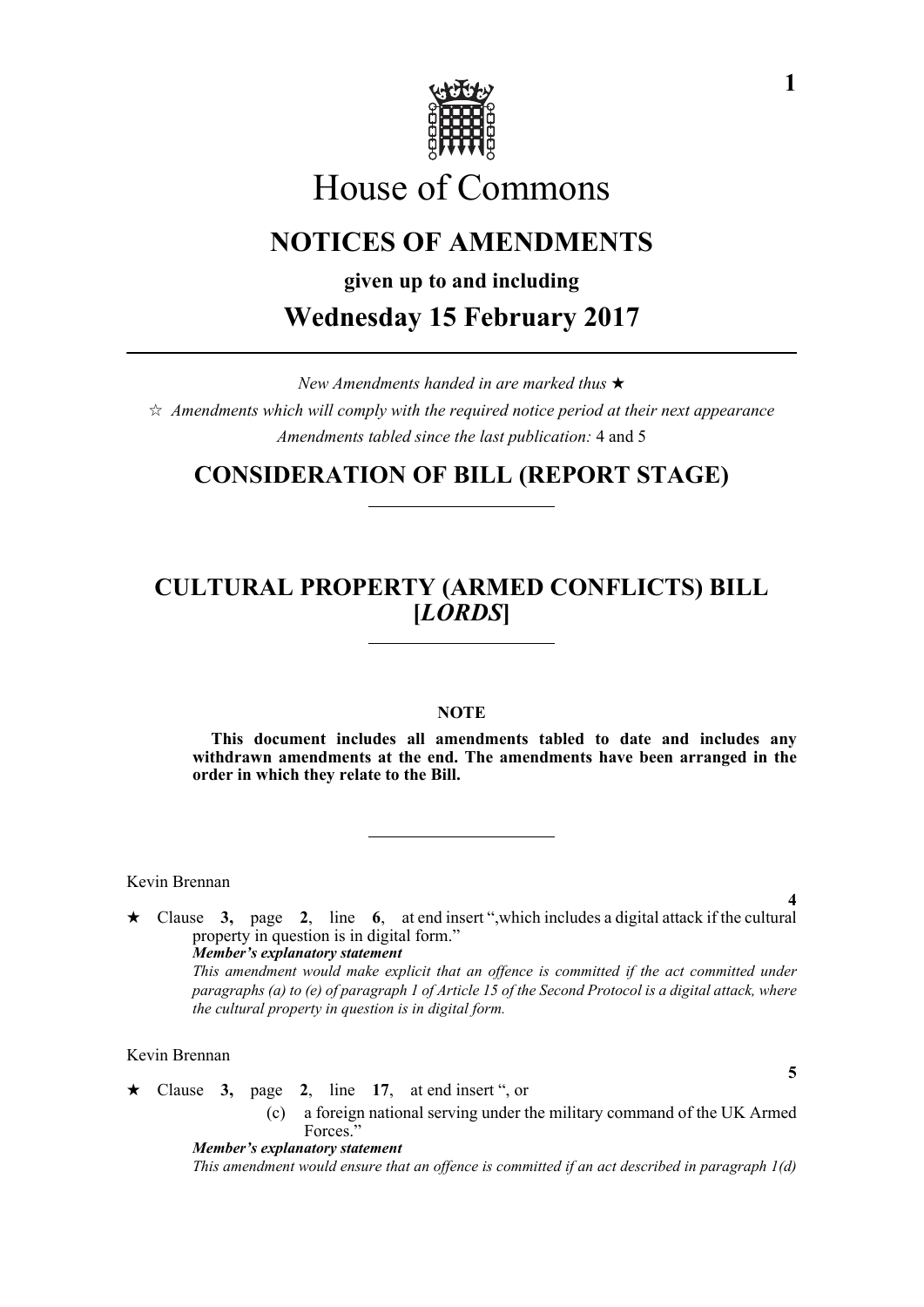# House of Commons

## NOTICES OF AMENDMENTS

**given up to and including**

## Wednesday 15 February 2017

*New Amendments handed in are marked thus* ★

☆ *Amendments which will comply with the required notice period at their next appearance*

*Amendments tabled since the last publication:* 4 and 5

## CONSIDERATION OF BILL (REPORT STAGE)

## CULTURAL PROPERTY (ARMED CONFLICTS) BILL [*LORDS*]

**NOTE**

**This document includes all amendments tabled to date and includes any withdrawn amendments at the end. The amendments have been arranged in the order in which they relate to the Bill.**

Kevin Brennan

**4**

★ Clause **3,** page **2**, line **6**, at end insert ",which includes a digital attack if the cultural property in question is in digital form."

***Member's explanatory statement***

*This amendment would make explicit that an offence is committed if the act committed under paragraphs (a) to (e) of paragraph 1 of Article 15 of the Second Protocol is a digital attack, where the cultural property in question is in digital form.*

Kevin Brennan

**5**

★ Clause **3,** page **2**, line **17**, at end insert ", or

(c) a foreign national serving under the military command of the UK Armed Forces."

***Member's explanatory statement***

*This amendment would ensure that an offence is committed if an act described in paragraph 1(d)*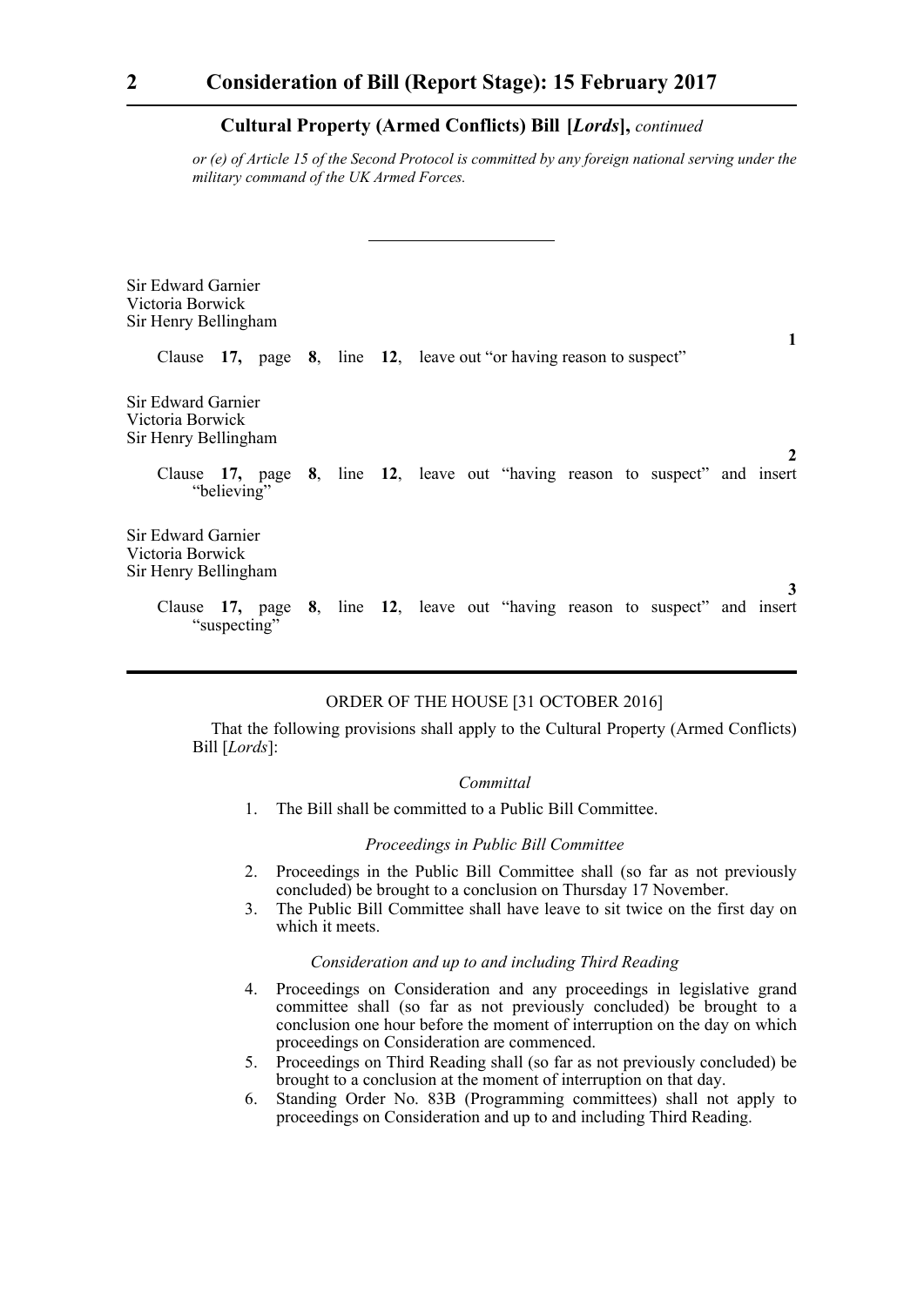## Cultural Property (Armed Conflicts) Bill [*Lords*], *continued*

*or (e) of Article 15 of the Second Protocol is committed by any foreign national serving under the military command of the UK Armed Forces.*

---

Sir Edward Garnier
Victoria Borwick
Sir Henry Bellingham

**1**

Clause **17,** page **8**, line **12**, leave out "or having reason to suspect"

Sir Edward Garnier
Victoria Borwick
Sir Henry Bellingham

**2**

Clause **17,** page **8**, line **12**, leave out "having reason to suspect" and insert "believing"

Sir Edward Garnier
Victoria Borwick
Sir Henry Bellingham

**3**

Clause **17,** page **8**, line **12**, leave out "having reason to suspect" and insert "suspecting"

---

ORDER OF THE HOUSE [31 OCTOBER 2016]

That the following provisions shall apply to the Cultural Property (Armed Conflicts) Bill [*Lords*]:

*Committal*

1. The Bill shall be committed to a Public Bill Committee.

*Proceedings in Public Bill Committee*

2. Proceedings in the Public Bill Committee shall (so far as not previously concluded) be brought to a conclusion on Thursday 17 November.
3. The Public Bill Committee shall have leave to sit twice on the first day on which it meets.

*Consideration and up to and including Third Reading*

4. Proceedings on Consideration and any proceedings in legislative grand committee shall (so far as not previously concluded) be brought to a conclusion one hour before the moment of interruption on the day on which proceedings on Consideration are commenced.
5. Proceedings on Third Reading shall (so far as not previously concluded) be brought to a conclusion at the moment of interruption on that day.
6. Standing Order No. 83B (Programming committees) shall not apply to proceedings on Consideration and up to and including Third Reading.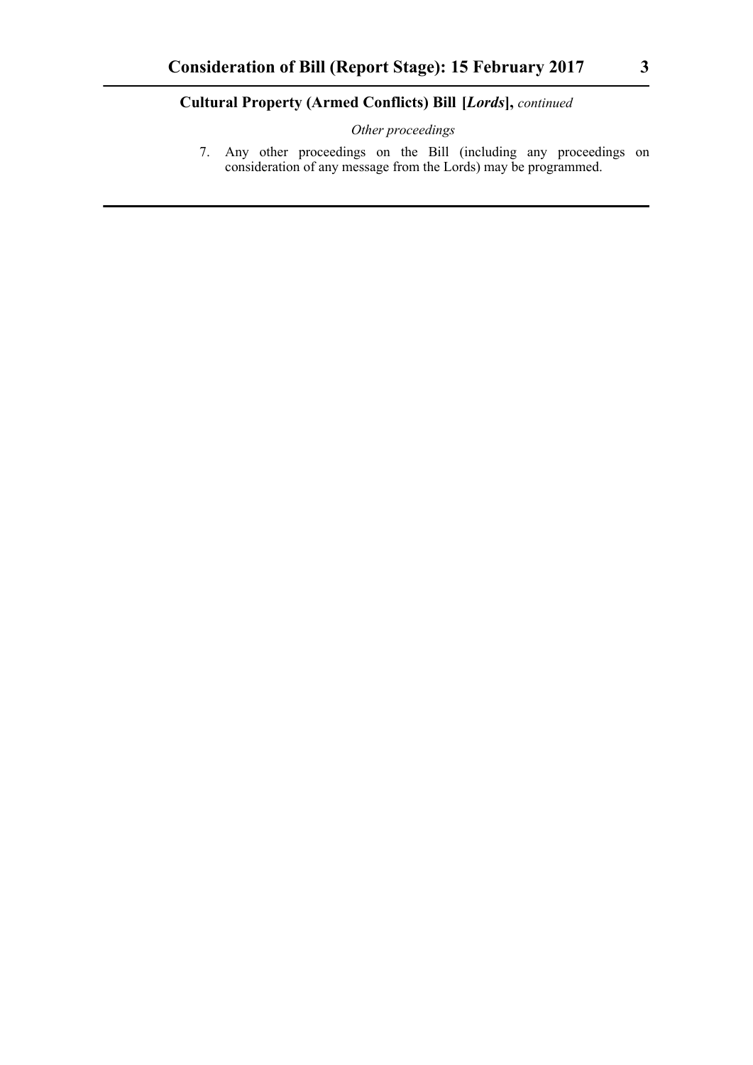**Cultural Property (Armed Conflicts) Bill [*Lords*],** *continued*

*Other proceedings*

7. Any other proceedings on the Bill (including any proceedings on consideration of any message from the Lords) may be programmed.